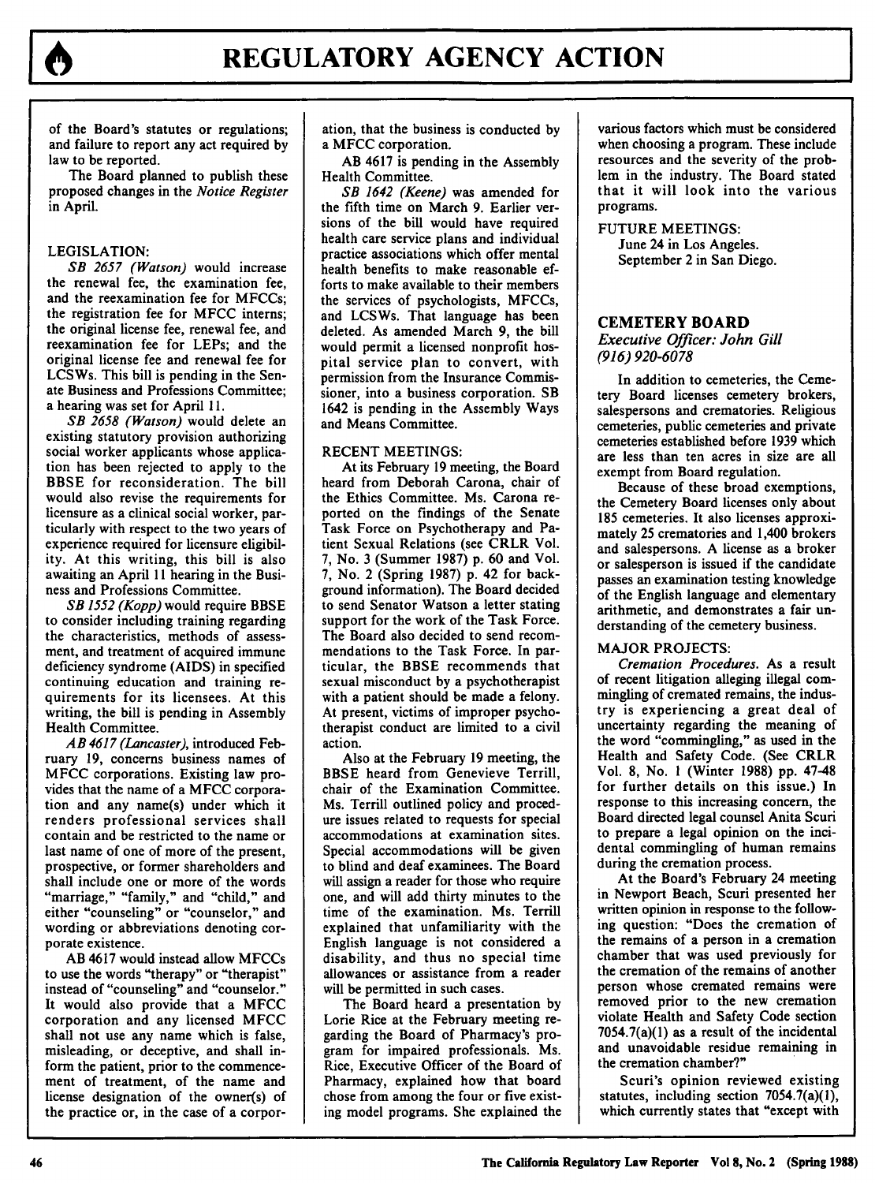of the Board's statutes or regulations; and failure to report any act required by law to be reported.

The Board planned to publish these proposed changes in the *Notice Register* in April.

#### LEGISLATION:

*SB 2657 (Watson)* would increase the renewal fee, the examination fee, and the reexamination fee for MFCCs; the registration fee for MFCC interns; the original license fee, renewal fee, and reexamination fee for LEPs; and the original license fee and renewal fee for LCSWs. This bill is pending in the Senate Business and Professions Committee; a hearing was set for April 11.

*SB 2658 (Watson)* would delete an existing statutory provision authorizing social worker applicants whose application has been rejected to apply to the BBSE for reconsideration. The bill would also revise the requirements for licensure as a clinical social worker, particularly with respect to the two years of experience required for licensure eligibility. At this writing, this bill is also awaiting an April 11 hearing in the Business and Professions Committee.

*SB 1552 (Kopp)* would require BBSE to consider including training regarding the characteristics, methods of assessment, and treatment of acquired immune deficiency syndrome (AIDS) in specified continuing education and training requirements for its licensees. At this writing, the bill is pending in Assembly Health Committee.

*AB 4617 (Lancaster)*, introduced February 19, concerns business names of MFCC corporations. Existing law provides that the name of a MFCC corporation and any name(s) under which it renders professional services shall contain and be restricted to the name or last name of one of more of the present, prospective, or former shareholders and shall include one or more of the words "marriage," "family," and "child," and either "counseling" or "counselor," and wording or abbreviations denoting corporate existence.

AB 4617 would instead allow MFCCs to use the words "therapy" or "therapist" instead of "counseling" and "counselor." It would also provide that a MFCC corporation and any licensed MFCC shall not use any name which is false, misleading, or deceptive, and shall inform the patient, prior to the commencement of treatment, of the name and license designation of the owner(s) of the practice or, in the case of a corporation, that the business is conducted by a MFCC corporation.

AB 4617 is pending in the Assembly Health Committee.

*SB 1642 (Keene)* was amended for the fifth time on March 9. Earlier versions of the bill would have required health care service plans and individual practice associations which offer mental health benefits to make reasonable efforts to make available to their members the services of psychologists, MFCCs, and LCSWs. That language has been deleted. As amended March 9, the bill would permit a licensed nonprofit hospital service plan to convert, with permission from the Insurance Commissioner, into a business corporation. SB 1642 is pending in the Assembly Ways and Means Committee.

#### RECENT MEETINGS:

At its February 19 meeting, the Board heard from Deborah Carona, chair of the Ethics Committee. Ms. Carona reported on the findings of the Senate Task Force on Psychotherapy and Patient Sexual Relations (see CRLR Vol. 7, No. 3 (Summer 1987) p. 60 and Vol. 7, No. 2 (Spring 1987) p. 42 for background information). The Board decided to send Senator Watson a letter stating support for the work of the Task Force. The Board also decided to send recommendations to the Task Force. In particular, the BBSE recommends that sexual misconduct by a psychotherapist with a patient should be made a felony. At present, victims of improper psychotherapist conduct are limited to a civil action.

Also at the February 19 meeting, the BBSE heard from Genevieve Terrill, chair of the Examination Committee. Ms. Terrill outlined policy and procedure issues related to requests for special accommodations at examination sites. Special accommodations will be given to blind and deaf examinees. The Board will assign a reader for those who require one, and will add thirty minutes to the time of the examination. Ms. Terrill explained that unfamiliarity with the English language is not considered a disability, and thus no special time allowances or assistance from a reader will be permitted in such cases.

The Board heard a presentation by Lorie Rice at the February meeting regarding the Board of Pharmacy's program for impaired professionals. Ms. Rice, Executive Officer of the Board of Pharmacy, explained how that board chose from among the four or five existing model programs. She explained the various factors which must be considered when choosing a program. These include resources and the severity of the problem in the industry. The Board stated that it will look into the various programs.

#### FUTURE MEETINGS:

June 24 in Los Angeles.
September 2 in San Diego.

## CEMETERY BOARD

*Executive Officer: John Gill*
*(916) 920-6078*

In addition to cemeteries, the Cemetery Board licenses cemetery brokers, salespersons and crematories. Religious cemeteries, public cemeteries and private cemeteries established before 1939 which are less than ten acres in size are all exempt from Board regulation.

Because of these broad exemptions, the Cemetery Board licenses only about 185 cemeteries. It also licenses approximately 25 crematories and 1,400 brokers and salespersons. A license as a broker or salesperson is issued if the candidate passes an examination testing knowledge of the English language and elementary arithmetic, and demonstrates a fair understanding of the cemetery business.

#### MAJOR PROJECTS:

*Cremation Procedures.* As a result of recent litigation alleging illegal commingling of cremated remains, the industry is experiencing a great deal of uncertainty regarding the meaning of the word "commingling," as used in the Health and Safety Code. (See CRLR Vol. 8, No. 1 (Winter 1988) pp. 47-48 for further details on this issue.) In response to this increasing concern, the Board directed legal counsel Anita Scuri to prepare a legal opinion on the incidental commingling of human remains during the cremation process.

At the Board's February 24 meeting in Newport Beach, Scuri presented her written opinion in response to the following question: "Does the cremation of the remains of a person in a cremation chamber that was used previously for the cremation of the remains of another person whose cremated remains were removed prior to the new cremation violate Health and Safety Code section 7054.7(a)(1) as a result of the incidental and unavoidable residue remaining in the cremation chamber?"

Scuri's opinion reviewed existing statutes, including section 7054.7(a)(1), which currently states that "except with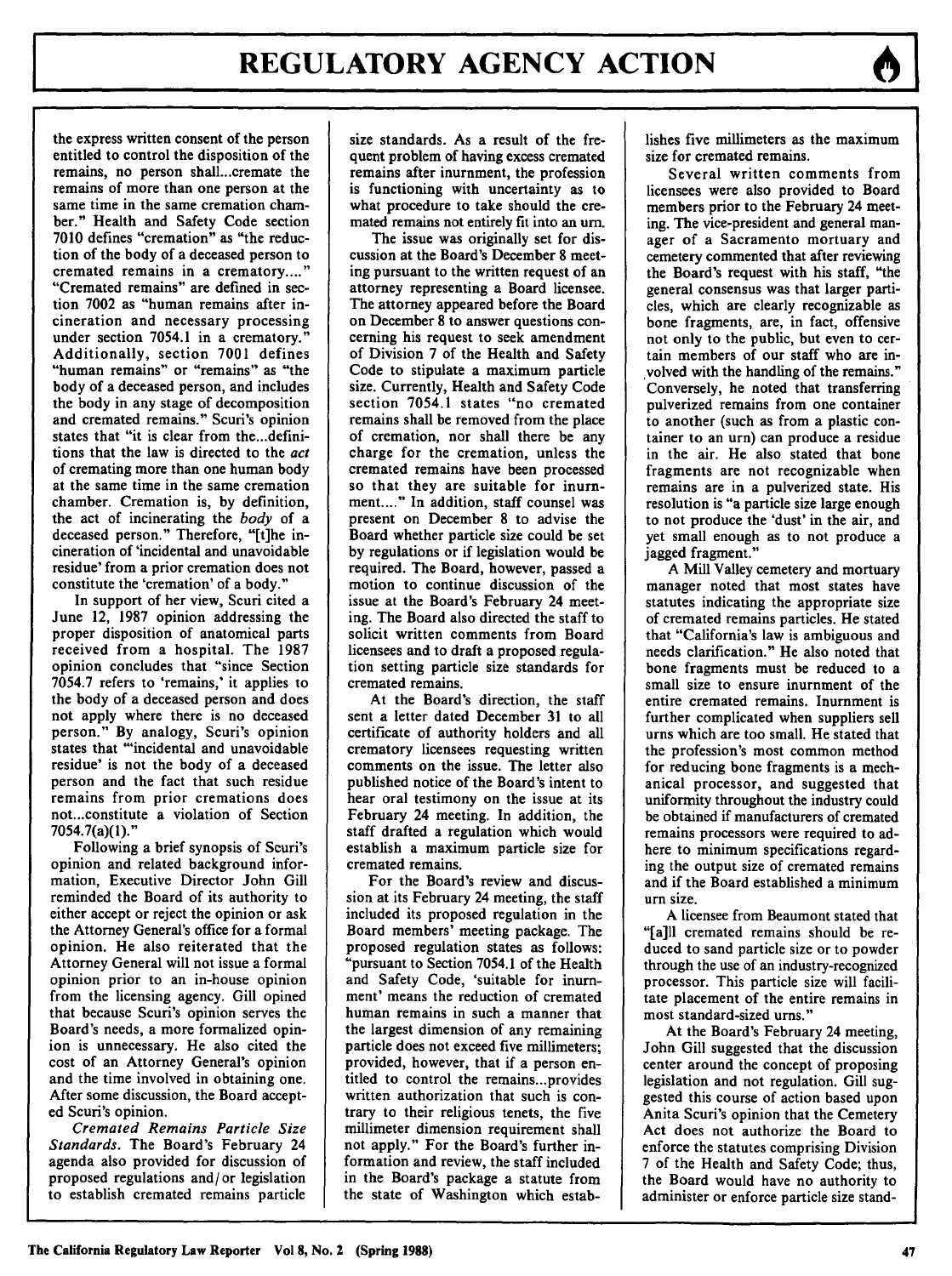the express written consent of the person entitled to control the disposition of the remains, no person shall...cremate the remains of more than one person at the same time in the same cremation chamber." Health and Safety Code section 7010 defines "cremation" as "the reduction of the body of a deceased person to cremated remains in a crematory...." "Cremated remains" are defined in section 7002 as "human remains after incineration and necessary processing under section 7054.1 in a crematory." Additionally, section 7001 defines "human remains" or "remains" as "the body of a deceased person, and includes the body in any stage of decomposition and cremated remains." Scuri's opinion states that "it is clear from the...definitions that the law is directed to the *act* of cremating more than one human body at the same time in the same cremation chamber. Cremation is, by definition, the act of incinerating the *body* of a deceased person." Therefore, "[t]he incineration of 'incidental and unavoidable residue' from a prior cremation does not constitute the 'cremation' of a body."

In support of her view, Scuri cited a June 12, 1987 opinion addressing the proper disposition of anatomical parts received from a hospital. The 1987 opinion concludes that "since Section 7054.7 refers to 'remains,' it applies to the body of a deceased person and does not apply where there is no deceased person." By analogy, Scuri's opinion states that "'incidental and unavoidable residue' is not the body of a deceased person and the fact that such residue remains from prior cremations does not...constitute a violation of Section 7054.7(a)(1)."

Following a brief synopsis of Scuri's opinion and related background information, Executive Director John Gill reminded the Board of its authority to either accept or reject the opinion or ask the Attorney General's office for a formal opinion. He also reiterated that the Attorney General will not issue a formal opinion prior to an in-house opinion from the licensing agency. Gill opined that because Scuri's opinion serves the Board's needs, a more formalized opinion is unnecessary. He also cited the cost of an Attorney General's opinion and the time involved in obtaining one. After some discussion, the Board accepted Scuri's opinion.

*Cremated Remains Particle Size Standards.* The Board's February 24 agenda also provided for discussion of proposed regulations and/or legislation to establish cremated remains particle size standards. As a result of the frequent problem of having excess cremated remains after inurnment, the profession is functioning with uncertainty as to what procedure to take should the cremated remains not entirely fit into an urn.

The issue was originally set for discussion at the Board's December 8 meeting pursuant to the written request of an attorney representing a Board licensee. The attorney appeared before the Board on December 8 to answer questions concerning his request to seek amendment of Division 7 of the Health and Safety Code to stipulate a maximum particle size. Currently, Health and Safety Code section 7054.1 states "no cremated remains shall be removed from the place of cremation, nor shall there be any charge for the cremation, unless the cremated remains have been processed so that they are suitable for inurnment...." In addition, staff counsel was present on December 8 to advise the Board whether particle size could be set by regulations or if legislation would be required. The Board, however, passed a motion to continue discussion of the issue at the Board's February 24 meeting. The Board also directed the staff to solicit written comments from Board licensees and to draft a proposed regulation setting particle size standards for cremated remains.

At the Board's direction, the staff sent a letter dated December 31 to all certificate of authority holders and all crematory licensees requesting written comments on the issue. The letter also published notice of the Board's intent to hear oral testimony on the issue at its February 24 meeting. In addition, the staff drafted a regulation which would establish a maximum particle size for cremated remains.

For the Board's review and discussion at its February 24 meeting, the staff included its proposed regulation in the Board members' meeting package. The proposed regulation states as follows: "pursuant to Section 7054.1 of the Health and Safety Code, 'suitable for inurnment' means the reduction of cremated human remains in such a manner that the largest dimension of any remaining particle does not exceed five millimeters; provided, however, that if a person entitled to control the remains...provides written authorization that such is contrary to their religious tenets, the five millimeter dimension requirement shall not apply." For the Board's further information and review, the staff included in the Board's package a statute from the state of Washington which establishes five millimeters as the maximum size for cremated remains.

Several written comments from licensees were also provided to Board members prior to the February 24 meeting. The vice-president and general manager of a Sacramento mortuary and cemetery commented that after reviewing the Board's request with his staff, "the general consensus was that larger particles, which are clearly recognizable as bone fragments, are, in fact, offensive not only to the public, but even to certain members of our staff who are involved with the handling of the remains." Conversely, he noted that transferring pulverized remains from one container to another (such as from a plastic container to an urn) can produce a residue in the air. He also stated that bone fragments are not recognizable when remains are in a pulverized state. His resolution is "a particle size large enough to not produce the 'dust' in the air, and yet small enough as to not produce a jagged fragment."

A Mill Valley cemetery and mortuary manager noted that most states have statutes indicating the appropriate size of cremated remains particles. He stated that "California's law is ambiguous and needs clarification." He also noted that bone fragments must be reduced to a small size to ensure inurnment of the entire cremated remains. Inurnment is further complicated when suppliers sell urns which are too small. He stated that the profession's most common method for reducing bone fragments is a mechanical processor, and suggested that uniformity throughout the industry could be obtained if manufacturers of cremated remains processors were required to adhere to minimum specifications regarding the output size of cremated remains and if the Board established a minimum urn size.

A licensee from Beaumont stated that "[a]ll cremated remains should be reduced to sand particle size or to powder through the use of an industry-recognized processor. This particle size will facilitate placement of the entire remains in most standard-sized urns."

At the Board's February 24 meeting, John Gill suggested that the discussion center around the concept of proposing legislation and not regulation. Gill suggested this course of action based upon Anita Scuri's opinion that the Cemetery Act does not authorize the Board to enforce the statutes comprising Division 7 of the Health and Safety Code; thus, the Board would have no authority to administer or enforce particle size stand-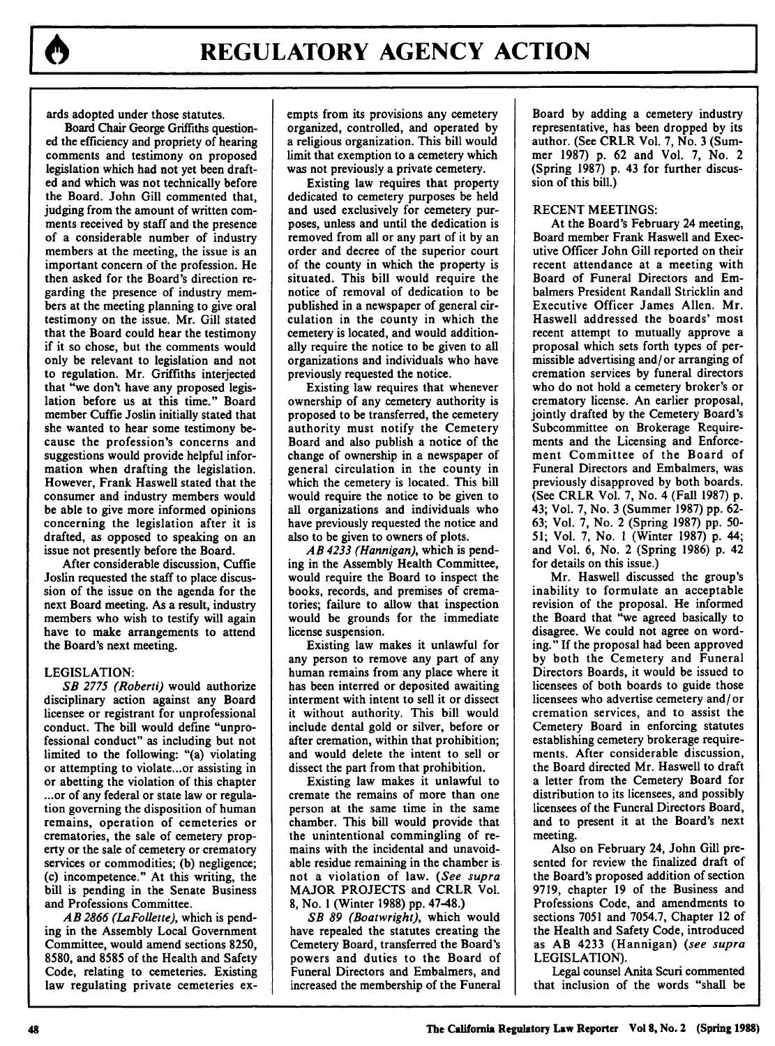ards adopted under those statutes.

Board Chair George Griffiths questioned the efficiency and propriety of hearing comments and testimony on proposed legislation which had not yet been drafted and which was not technically before the Board. John Gill commented that, judging from the amount of written comments received by staff and the presence of a considerable number of industry members at the meeting, the issue is an important concern of the profession. He then asked for the Board's direction regarding the presence of industry members at the meeting planning to give oral testimony on the issue. Mr. Gill stated that the Board could hear the testimony if it so chose, but the comments would only be relevant to legislation and not to regulation. Mr. Griffiths interjected that "we don't have any proposed legislation before us at this time." Board member Cuffie Joslin initially stated that she wanted to hear some testimony because the profession's concerns and suggestions would provide helpful information when drafting the legislation. However, Frank Haswell stated that the consumer and industry members would be able to give more informed opinions concerning the legislation after it is drafted, as opposed to speaking on an issue not presently before the Board.

After considerable discussion, Cuffie Joslin requested the staff to place discussion of the issue on the agenda for the next Board meeting. As a result, industry members who wish to testify will again have to make arrangements to attend the Board's next meeting.

LEGISLATION:

*SB 2775 (Roberti)* would authorize disciplinary action against any Board licensee or registrant for unprofessional conduct. The bill would define "unprofessional conduct" as including but not limited to the following: "(a) violating or attempting to violate...or assisting in or abetting the violation of this chapter ...or of any federal or state law or regulation governing the disposition of human remains, operation of cemeteries or crematories, the sale of cemetery property or the sale of cemetery or crematory services or commodities; (b) negligence; (c) incompetence." At this writing, the bill is pending in the Senate Business and Professions Committee.

*AB 2866 (LaFollette)*, which is pending in the Assembly Local Government Committee, would amend sections 8250, 8580, and 8585 of the Health and Safety Code, relating to cemeteries. Existing law regulating private cemeteries exempts from its provisions any cemetery organized, controlled, and operated by a religious organization. This bill would limit that exemption to a cemetery which was not previously a private cemetery.

Existing law requires that property dedicated to cemetery purposes be held and used exclusively for cemetery purposes, unless and until the dedication is removed from all or any part of it by an order and decree of the superior court of the county in which the property is situated. This bill would require the notice of removal of dedication to be published in a newspaper of general circulation in the county in which the cemetery is located, and would additionally require the notice to be given to all organizations and individuals who have previously requested the notice.

Existing law requires that whenever ownership of any cemetery authority is proposed to be transferred, the cemetery authority must notify the Cemetery Board and also publish a notice of the change of ownership in a newspaper of general circulation in the county in which the cemetery is located. This bill would require the notice to be given to all organizations and individuals who have previously requested the notice and also to be given to owners of plots.

*AB 4233 (Hannigan)*, which is pending in the Assembly Health Committee, would require the Board to inspect the books, records, and premises of crematories; failure to allow that inspection would be grounds for the immediate license suspension.

Existing law makes it unlawful for any person to remove any part of any human remains from any place where it has been interred or deposited awaiting interment with intent to sell it or dissect it without authority. This bill would include dental gold or silver, before or after cremation, within that prohibition; and would delete the intent to sell or dissect the part from that prohibition.

Existing law makes it unlawful to cremate the remains of more than one person at the same time in the same chamber. This bill would provide that the unintentional commingling of remains with the incidental and unavoidable residue remaining in the chamber is not a violation of law. (*See supra* MAJOR PROJECTS and CRLR Vol. 8, No. 1 (Winter 1988) pp. 47-48.)

*SB 89 (Boatwright)*, which would have repealed the statutes creating the Cemetery Board, transferred the Board's powers and duties to the Board of Funeral Directors and Embalmers, and increased the membership of the Funeral Board by adding a cemetery industry representative, has been dropped by its author. (See CRLR Vol. 7, No. 3 (Summer 1987) p. 62 and Vol. 7, No. 2 (Spring 1987) p. 43 for further discussion of this bill.)

RECENT MEETINGS:

At the Board's February 24 meeting, Board member Frank Haswell and Executive Officer John Gill reported on their recent attendance at a meeting with Board of Funeral Directors and Embalmers President Randall Stricklin and Executive Officer James Allen. Mr. Haswell addressed the boards' most recent attempt to mutually approve a proposal which sets forth types of permissible advertising and/or arranging of cremation services by funeral directors who do not hold a cemetery broker's or crematory license. An earlier proposal, jointly drafted by the Cemetery Board's Subcommittee on Brokerage Requirements and the Licensing and Enforcement Committee of the Board of Funeral Directors and Embalmers, was previously disapproved by both boards. (See CRLR Vol. 7, No. 4 (Fall 1987) p. 43; Vol. 7, No. 3 (Summer 1987) pp. 62-63; Vol. 7, No. 2 (Spring 1987) pp. 50-51; Vol. 7, No. 1 (Winter 1987) p. 44; and Vol. 6, No. 2 (Spring 1986) p. 42 for details on this issue.)

Mr. Haswell discussed the group's inability to formulate an acceptable revision of the proposal. He informed the Board that "we agreed basically to disagree. We could not agree on wording." If the proposal had been approved by both the Cemetery and Funeral Directors Boards, it would be issued to licensees of both boards to guide those licensees who advertise cemetery and/or cremation services, and to assist the Cemetery Board in enforcing statutes establishing cemetery brokerage requirements. After considerable discussion, the Board directed Mr. Haswell to draft a letter from the Cemetery Board for distribution to its licensees, and possibly licensees of the Funeral Directors Board, and to present it at the Board's next meeting.

Also on February 24, John Gill presented for review the finalized draft of the Board's proposed addition of section 9719, chapter 19 of the Business and Professions Code, and amendments to sections 7051 and 7054.7, Chapter 12 of the Health and Safety Code, introduced as AB 4233 (Hannigan) (*see supra* LEGISLATION).

Legal counsel Anita Scuri commented that inclusion of the words "shall be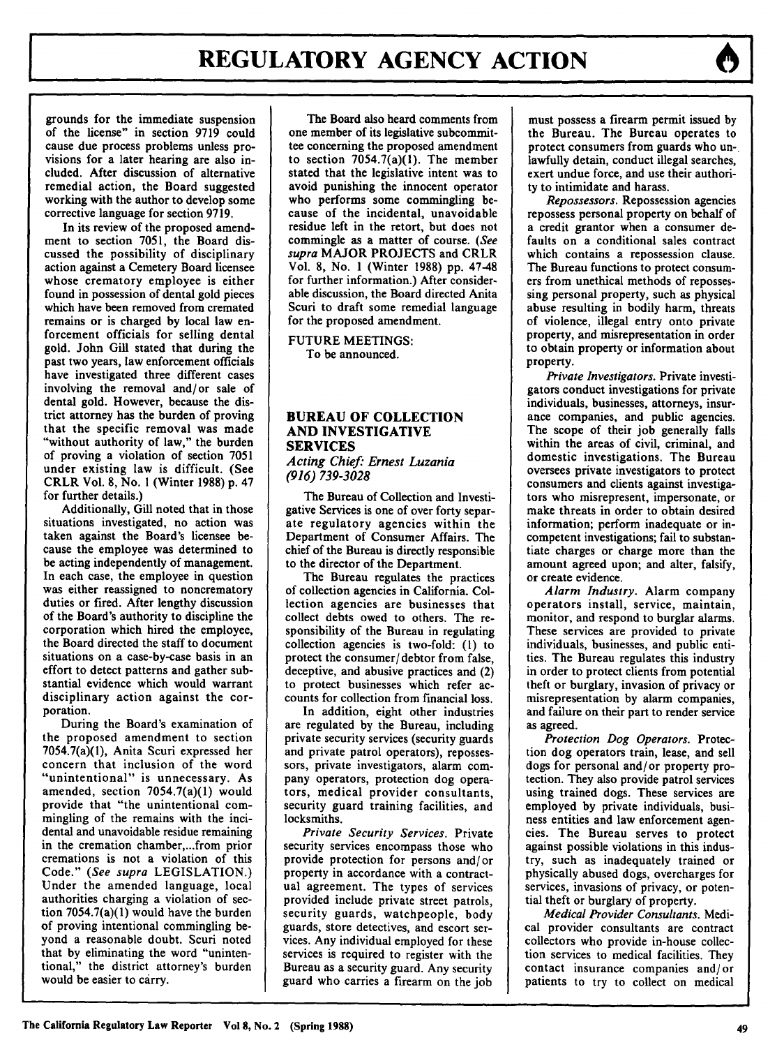grounds for the immediate suspension of the license" in section 9719 could cause due process problems unless provisions for a later hearing are also included. After discussion of alternative remedial action, the Board suggested working with the author to develop some corrective language for section 9719.

In its review of the proposed amendment to section 7051, the Board discussed the possibility of disciplinary action against a Cemetery Board licensee whose crematory employee is either found in possession of dental gold pieces which have been removed from cremated remains or is charged by local law enforcement officials for selling dental gold. John Gill stated that during the past two years, law enforcement officials have investigated three different cases involving the removal and/or sale of dental gold. However, because the district attorney has the burden of proving that the specific removal was made "without authority of law," the burden of proving a violation of section 7051 under existing law is difficult. (See CRLR Vol. 8, No. 1 (Winter 1988) p. 47 for further details.)

Additionally, Gill noted that in those situations investigated, no action was taken against the Board's licensee because the employee was determined to be acting independently of management. In each case, the employee in question was either reassigned to noncrematory duties or fired. After lengthy discussion of the Board's authority to discipline the corporation which hired the employee, the Board directed the staff to document situations on a case-by-case basis in an effort to detect patterns and gather substantial evidence which would warrant disciplinary action against the corporation.

During the Board's examination of the proposed amendment to section 7054.7(a)(1), Anita Scuri expressed her concern that inclusion of the word "unintentional" is unnecessary. As amended, section 7054.7(a)(1) would provide that "the unintentional commingling of the remains with the incidental and unavoidable residue remaining in the cremation chamber,...from prior cremations is not a violation of this Code." (*See supra* LEGISLATION.) Under the amended language, local authorities charging a violation of section 7054.7(a)(1) would have the burden of proving intentional commingling beyond a reasonable doubt. Scuri noted that by eliminating the word "unintentional," the district attorney's burden would be easier to carry.

The Board also heard comments from one member of its legislative subcommittee concerning the proposed amendment to section 7054.7(a)(1). The member stated that the legislative intent was to avoid punishing the innocent operator who performs some commingling because of the incidental, unavoidable residue left in the retort, but does not commingle as a matter of course. (*See supra* MAJOR PROJECTS and CRLR Vol. 8, No. 1 (Winter 1988) pp. 47-48 for further information.) After considerable discussion, the Board directed Anita Scuri to draft some remedial language for the proposed amendment.

FUTURE MEETINGS:
To be announced.

## BUREAU OF COLLECTION AND INVESTIGATIVE SERVICES

*Acting Chief: Ernest Luzania*
*(916) 739-3028*

The Bureau of Collection and Investigative Services is one of over forty separate regulatory agencies within the Department of Consumer Affairs. The chief of the Bureau is directly responsible to the director of the Department.

The Bureau regulates the practices of collection agencies in California. Collection agencies are businesses that collect debts owed to others. The responsibility of the Bureau in regulating collection agencies is two-fold: (1) to protect the consumer/debtor from false, deceptive, and abusive practices and (2) to protect businesses which refer accounts for collection from financial loss.

In addition, eight other industries are regulated by the Bureau, including private security services (security guards and private patrol operators), repossessors, private investigators, alarm company operators, protection dog operators, medical provider consultants, security guard training facilities, and locksmiths.

*Private Security Services.* Private security services encompass those who provide protection for persons and/or property in accordance with a contractual agreement. The types of services provided include private street patrols, security guards, watchpeople, body guards, store detectives, and escort services. Any individual employed for these services is required to register with the Bureau as a security guard. Any security guard who carries a firearm on the job must possess a firearm permit issued by the Bureau. The Bureau operates to protect consumers from guards who unlawfully detain, conduct illegal searches, exert undue force, and use their authority to intimidate and harass.

*Repossessors.* Repossession agencies repossess personal property on behalf of a credit grantor when a consumer defaults on a conditional sales contract which contains a repossession clause. The Bureau functions to protect consumers from unethical methods of repossessing personal property, such as physical abuse resulting in bodily harm, threats of violence, illegal entry onto private property, and misrepresentation in order to obtain property or information about property.

*Private Investigators.* Private investigators conduct investigations for private individuals, businesses, attorneys, insurance companies, and public agencies. The scope of their job generally falls within the areas of civil, criminal, and domestic investigations. The Bureau oversees private investigators to protect consumers and clients against investigators who misrepresent, impersonate, or make threats in order to obtain desired information; perform inadequate or incompetent investigations; fail to substantiate charges or charge more than the amount agreed upon; and alter, falsify, or create evidence.

*Alarm Industry.* Alarm company operators install, service, maintain, monitor, and respond to burglar alarms. These services are provided to private individuals, businesses, and public entities. The Bureau regulates this industry in order to protect clients from potential theft or burglary, invasion of privacy or misrepresentation by alarm companies, and failure on their part to render service as agreed.

*Protection Dog Operators.* Protection dog operators train, lease, and sell dogs for personal and/or property protection. They also provide patrol services using trained dogs. These services are employed by private individuals, business entities and law enforcement agencies. The Bureau serves to protect against possible violations in this industry, such as inadequately trained or physically abused dogs, overcharges for services, invasions of privacy, or potential theft or burglary of property.

*Medical Provider Consultants.* Medical provider consultants are contract collectors who provide in-house collection services to medical facilities. They contact insurance companies and/or patients to try to collect on medical